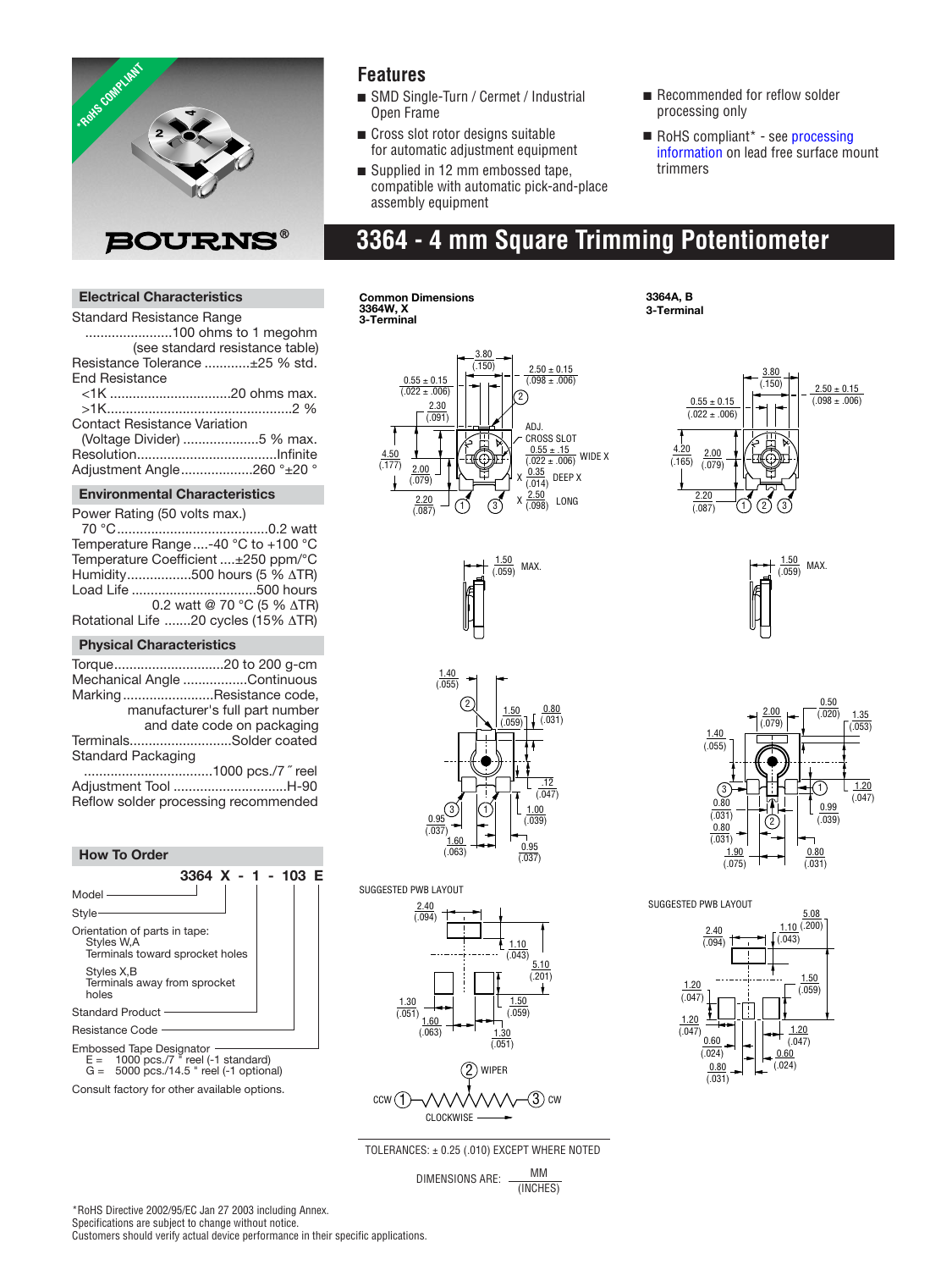*RoHS COMPLIANT

BOURNS®

## Features

- SMD Single-Turn / Cermet / Industrial Open Frame
- Cross slot rotor designs suitable for automatic adjustment equipment
- Supplied in 12 mm embossed tape, compatible with automatic pick-and-place assembly equipment
- Recommended for reflow solder processing only
- RoHS compliant* - see processing information on lead free surface mount trimmers

# 3364 - 4 mm Square Trimming Potentiometer

### Electrical Characteristics

Standard Resistance Range
.......................100 ohms to 1 megohm
(see standard resistance table)
Resistance Tolerance ............±25 % std.
End Resistance
<1K ................................20 ohms max.
>1K.................................................2 %
Contact Resistance Variation
(Voltage Divider) ....................5 % max.
Resolution.....................................Infinite
Adjustment Angle...................260 °±20 °

### Environmental Characteristics

Power Rating (50 volts max.)
70 °C........................................0.2 watt
Temperature Range....-40 °C to +100 °C
Temperature Coefficient ....±250 ppm/°C
Humidity.................500 hours (5 % ΔTR)
Load Life .................................500 hours
0.2 watt @ 70 °C (5 % ΔTR)
Rotational Life .......20 cycles (15% ΔTR)

### Physical Characteristics

Torque.............................20 to 200 g-cm
Mechanical Angle .................Continuous
Marking........................Resistance code, manufacturer's full part number and date code on packaging
Terminals...........................Solder coated
Standard Packaging
..................................1000 pcs./7 ˝ reel
Adjustment Tool ..............................H-90
Reflow solder processing recommended

### How To Order

**3364 X - 1 - 103 E**

- Model
- Style
- Orientation of parts in tape:
  - Styles W,A: Terminals toward sprocket holes
  - Styles X,B: Terminals away from sprocket holes
- Standard Product
- Resistance Code
- Embossed Tape Designator
  - E = 1000 pcs./7 " reel (-1 standard)
  - G = 5000 pcs./14.5 " reel (-1 optional)

Consult factory for other available options.

**Common Dimensions 3364W, X 3-Terminal**

3.80 (.150); 2.50 ± 0.15 (.098 ± .006); 0.55 ± 0.15 (.022 ± .006); 2.30 (.091); 4.50 (.177); 2.00 (.079); 2.20 (.087); ADJ. CROSS SLOT 0.55 ± .15 (.022 ± .006) WIDE X 0.35 (.014) DEEP X 2.50 (.098) LONG

1.50 (.059) MAX.

1.40 (.055); 1.50 (.059); 0.80 (.031); 1.12 (.047); 1.00 (.039); 0.95 (.037); 1.60 (.063); 0.95 (.037)

SUGGESTED PWB LAYOUT

2.40 (.094); 1.10 (.043); 5.10 (.201); 1.30 (.051); 1.50 (.059); 1.60 (.063); 1.30 (.051)

**3364A, B 3-Terminal**

3.80 (.150); 2.50 ± 0.15 (.098 ± .006); 0.55 ± 0.15 (.022 ± .006); 4.20 (.165); 2.00 (.079); 2.20 (.087)

1.50 (.059) MAX.

2.00 (.079); 0.50 (.020); 1.35 (.053); 1.40 (.055); 1.20 (.047); 0.80 (.031); 0.99 (.039); 0.80 (.031); 1.90 (.075); 0.80 (.031)

SUGGESTED PWB LAYOUT

5.08 (.200); 2.40 (.094); 1.10 (.043); 1.20 (.047); 1.50 (.059); 1.20 (.047); 0.60 (.024); 1.20 (.047); 0.60 (.024); 0.80 (.031)

(2) WIPER
CCW (1) — (3) CW
CLOCKWISE

TOLERANCES: ± 0.25 (.010) EXCEPT WHERE NOTED

DIMENSIONS ARE: MM (INCHES)

*RoHS Directive 2002/95/EC Jan 27 2003 including Annex.
Specifications are subject to change without notice.
Customers should verify actual device performance in their specific applications.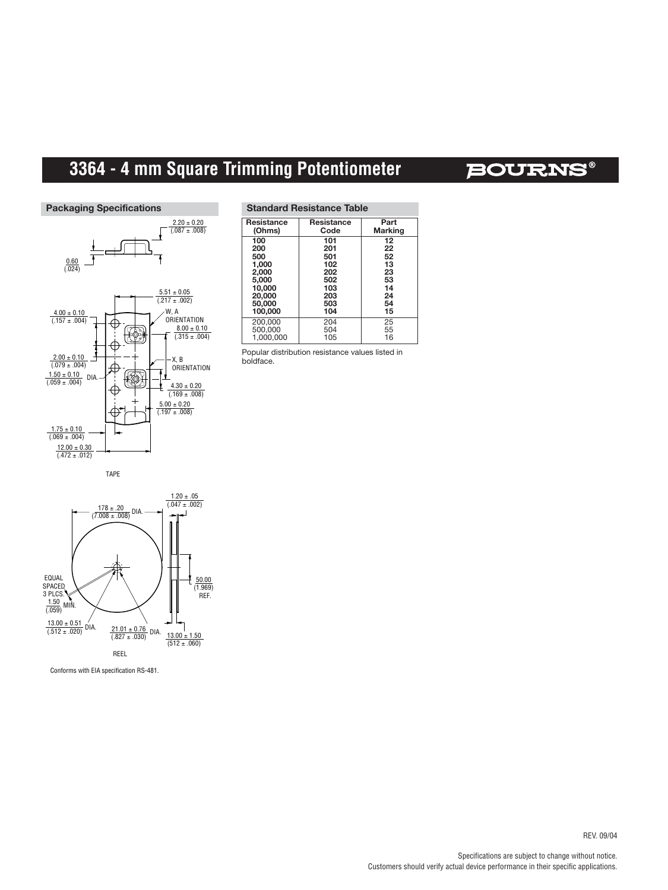# 3364 - 4 mm Square Trimming Potentiometer

## Packaging Specifications

2.20 ± 0.20
(.087 ± .008)

0.60
(.024)

5.51 ± 0.05
(.217 ± .002)

4.00 ± 0.10
(.157 ± .004)

W, A
ORIENTATION

8.00 ± 0.10
(.315 ± .004)

2.00 ± 0.10
(.079 ± .004)

X, B
ORIENTATION

1.50 ± 0.10
(.059 ± .004) DIA.

4.30 ± 0.20
(.169 ± .008)

5.00 ± 0.20
(.197 ± .008)

1.75 ± 0.10
(.069 ± .004)

12.00 ± 0.30
(.472 ± .012)

TAPE

1.20 ± .05
(.047 ± .002)

178 ± .20
(7.008 ± .008) DIA.

EQUAL
SPACED
3 PLCS.

1.50
(.059) MIN.

50.00
(1.969)
REF.

13.00 ± 0.51
(.512 ± .020) DIA.

21.01 ± 0.76
(.827 ± .030) DIA.

13.00 ± 1.50
(512 ± .060)

REEL

Conforms with EIA specification RS-481.

## Standard Resistance Table

| Resistance (Ohms) | Resistance Code | Part Marking |
|---|---|---|
| **100** | **101** | **12** |
| **200** | **201** | **22** |
| **500** | **501** | **52** |
| **1,000** | **102** | **13** |
| **2,000** | **202** | **23** |
| **5,000** | **502** | **53** |
| **10,000** | **103** | **14** |
| **20,000** | **203** | **24** |
| **50,000** | **503** | **54** |
| **100,000** | **104** | **15** |
| 200,000 | 204 | 25 |
| 500,000 | 504 | 55 |
| 1,000,000 | 105 | 16 |

Popular distribution resistance values listed in boldface.

REV. 09/04

Specifications are subject to change without notice.
Customers should verify actual device performance in their specific applications.